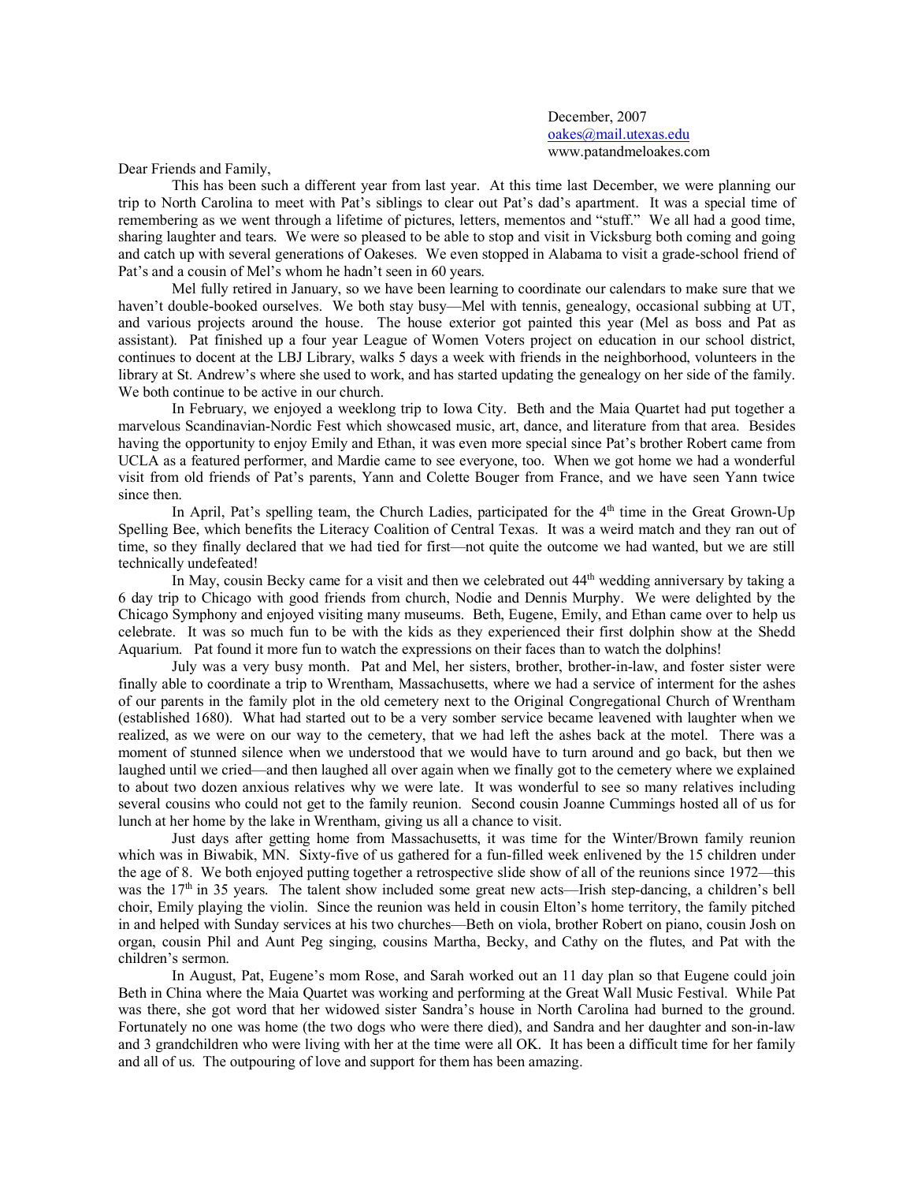December, 2007  
oakes@mail.utexas.edu  
www.patandmeloakes.com

Dear Friends and Family,

This has been such a different year from last year. At this time last December, we were planning our trip to North Carolina to meet with Pat's siblings to clear out Pat's dad's apartment. It was a special time of remembering as we went through a lifetime of pictures, letters, mementos and "stuff." We all had a good time, sharing laughter and tears. We were so pleased to be able to stop and visit in Vicksburg both coming and going and catch up with several generations of Oakeses. We even stopped in Alabama to visit a grade-school friend of Pat's and a cousin of Mel's whom he hadn't seen in 60 years.

Mel fully retired in January, so we have been learning to coordinate our calendars to make sure that we haven't double-booked ourselves. We both stay busy—Mel with tennis, genealogy, occasional subbing at UT, and various projects around the house. The house exterior got painted this year (Mel as boss and Pat as assistant). Pat finished up a four year League of Women Voters project on education in our school district, continues to docent at the LBJ Library, walks 5 days a week with friends in the neighborhood, volunteers in the library at St. Andrew's where she used to work, and has started updating the genealogy on her side of the family. We both continue to be active in our church.

In February, we enjoyed a weeklong trip to Iowa City. Beth and the Maia Quartet had put together a marvelous Scandinavian-Nordic Fest which showcased music, art, dance, and literature from that area. Besides having the opportunity to enjoy Emily and Ethan, it was even more special since Pat's brother Robert came from UCLA as a featured performer, and Mardie came to see everyone, too. When we got home we had a wonderful visit from old friends of Pat's parents, Yann and Colette Bouger from France, and we have seen Yann twice since then.

In April, Pat's spelling team, the Church Ladies, participated for the 4th time in the Great Grown-Up Spelling Bee, which benefits the Literacy Coalition of Central Texas. It was a weird match and they ran out of time, so they finally declared that we had tied for first—not quite the outcome we had wanted, but we are still technically undefeated!

In May, cousin Becky came for a visit and then we celebrated out 44th wedding anniversary by taking a 6 day trip to Chicago with good friends from church, Nodie and Dennis Murphy. We were delighted by the Chicago Symphony and enjoyed visiting many museums. Beth, Eugene, Emily, and Ethan came over to help us celebrate. It was so much fun to be with the kids as they experienced their first dolphin show at the Shedd Aquarium. Pat found it more fun to watch the expressions on their faces than to watch the dolphins!

July was a very busy month. Pat and Mel, her sisters, brother, brother-in-law, and foster sister were finally able to coordinate a trip to Wrentham, Massachusetts, where we had a service of interment for the ashes of our parents in the family plot in the old cemetery next to the Original Congregational Church of Wrentham (established 1680). What had started out to be a very somber service became leavened with laughter when we realized, as we were on our way to the cemetery, that we had left the ashes back at the motel. There was a moment of stunned silence when we understood that we would have to turn around and go back, but then we laughed until we cried—and then laughed all over again when we finally got to the cemetery where we explained to about two dozen anxious relatives why we were late. It was wonderful to see so many relatives including several cousins who could not get to the family reunion. Second cousin Joanne Cummings hosted all of us for lunch at her home by the lake in Wrentham, giving us all a chance to visit.

Just days after getting home from Massachusetts, it was time for the Winter/Brown family reunion which was in Biwabik, MN. Sixty-five of us gathered for a fun-filled week enlivened by the 15 children under the age of 8. We both enjoyed putting together a retrospective slide show of all of the reunions since 1972—this was the 17th in 35 years. The talent show included some great new acts—Irish step-dancing, a children's bell choir, Emily playing the violin. Since the reunion was held in cousin Elton's home territory, the family pitched in and helped with Sunday services at his two churches—Beth on viola, brother Robert on piano, cousin Josh on organ, cousin Phil and Aunt Peg singing, cousins Martha, Becky, and Cathy on the flutes, and Pat with the children's sermon.

In August, Pat, Eugene's mom Rose, and Sarah worked out an 11 day plan so that Eugene could join Beth in China where the Maia Quartet was working and performing at the Great Wall Music Festival. While Pat was there, she got word that her widowed sister Sandra's house in North Carolina had burned to the ground. Fortunately no one was home (the two dogs who were there died), and Sandra and her daughter and son-in-law and 3 grandchildren who were living with her at the time were all OK. It has been a difficult time for her family and all of us. The outpouring of love and support for them has been amazing.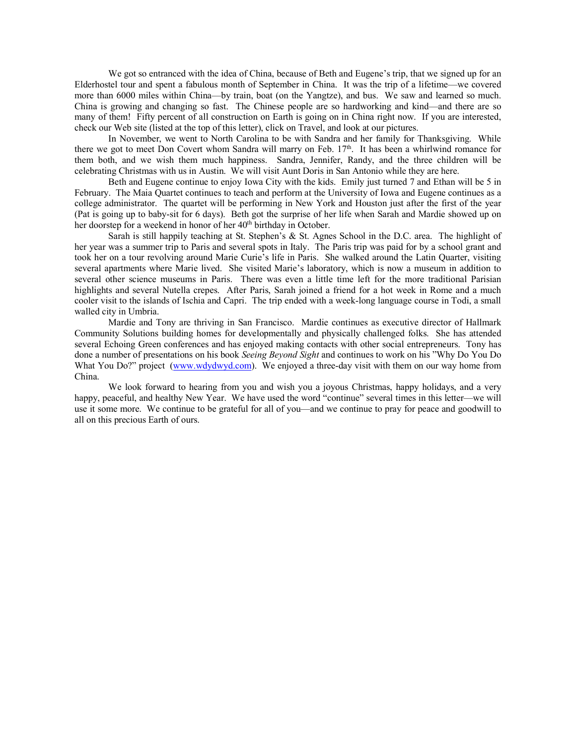We got so entranced with the idea of China, because of Beth and Eugene's trip, that we signed up for an Elderhostel tour and spent a fabulous month of September in China. It was the trip of a lifetime—we covered more than 6000 miles within China—by train, boat (on the Yangtze), and bus. We saw and learned so much. China is growing and changing so fast. The Chinese people are so hardworking and kind—and there are so many of them! Fifty percent of all construction on Earth is going on in China right now. If you are interested, check our Web site (listed at the top of this letter), click on Travel, and look at our pictures.

In November, we went to North Carolina to be with Sandra and her family for Thanksgiving. While there we got to meet Don Covert whom Sandra will marry on Feb. 17th. It has been a whirlwind romance for them both, and we wish them much happiness. Sandra, Jennifer, Randy, and the three children will be celebrating Christmas with us in Austin. We will visit Aunt Doris in San Antonio while they are here.

Beth and Eugene continue to enjoy Iowa City with the kids. Emily just turned 7 and Ethan will be 5 in February. The Maia Quartet continues to teach and perform at the University of Iowa and Eugene continues as a college administrator. The quartet will be performing in New York and Houston just after the first of the year (Pat is going up to baby-sit for 6 days). Beth got the surprise of her life when Sarah and Mardie showed up on her doorstep for a weekend in honor of her 40th birthday in October.

Sarah is still happily teaching at St. Stephen's & St. Agnes School in the D.C. area. The highlight of her year was a summer trip to Paris and several spots in Italy. The Paris trip was paid for by a school grant and took her on a tour revolving around Marie Curie's life in Paris. She walked around the Latin Quarter, visiting several apartments where Marie lived. She visited Marie's laboratory, which is now a museum in addition to several other science museums in Paris. There was even a little time left for the more traditional Parisian highlights and several Nutella crepes. After Paris, Sarah joined a friend for a hot week in Rome and a much cooler visit to the islands of Ischia and Capri. The trip ended with a week-long language course in Todi, a small walled city in Umbria.

Mardie and Tony are thriving in San Francisco. Mardie continues as executive director of Hallmark Community Solutions building homes for developmentally and physically challenged folks. She has attended several Echoing Green conferences and has enjoyed making contacts with other social entrepreneurs. Tony has done a number of presentations on his book *Seeing Beyond Sight* and continues to work on his "Why Do You Do What You Do?" project (www.wdydwyd.com). We enjoyed a three-day visit with them on our way home from China.

We look forward to hearing from you and wish you a joyous Christmas, happy holidays, and a very happy, peaceful, and healthy New Year. We have used the word "continue" several times in this letter—we will use it some more. We continue to be grateful for all of you—and we continue to pray for peace and goodwill to all on this precious Earth of ours.